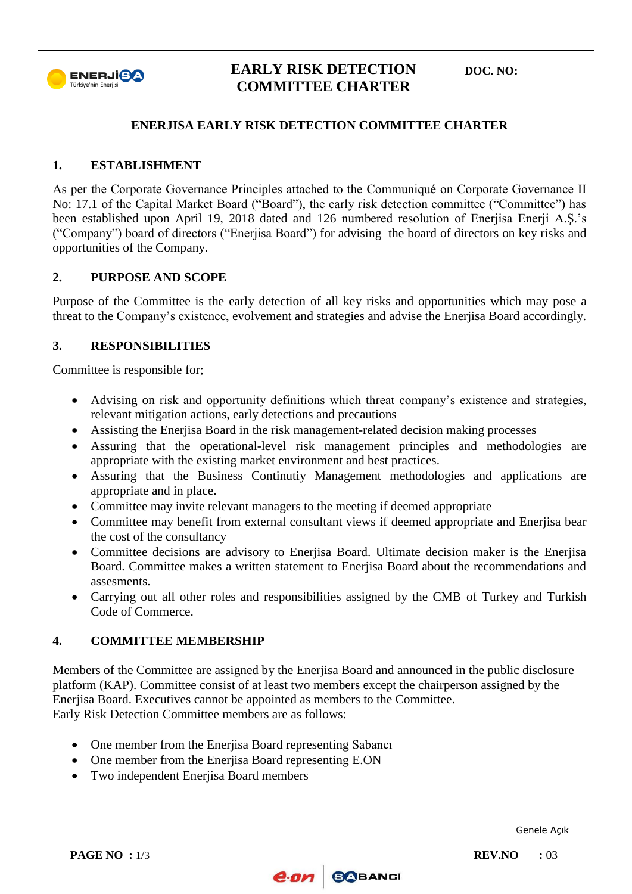# ENERJISA EARLY RISK DETECTION COMMITTEE CHARTER

## 1. ESTABLISHMENT

As per the Corporate Governance Principles attached to the Communiqué on Corporate Governance II No: 17.1 of the Capital Market Board ("Board"), the early risk detection committee ("Committee") has been established upon April 19, 2018 dated and 126 numbered resolution of Enerjisa Enerji A.Ş.'s ("Company") board of directors ("Enerjisa Board") for advising the board of directors on key risks and opportunities of the Company.

## 2. PURPOSE AND SCOPE

Purpose of the Committee is the early detection of all key risks and opportunities which may pose a threat to the Company's existence, evolvement and strategies and advise the Enerjisa Board accordingly.

## 3. RESPONSIBILITIES

Committee is responsible for;

- Advising on risk and opportunity definitions which threat company's existence and strategies, relevant mitigation actions, early detections and precautions
- Assisting the Enerjisa Board in the risk management-related decision making processes
- Assuring that the operational-level risk management principles and methodologies are appropriate with the existing market environment and best practices.
- Assuring that the Business Continutiy Management methodologies and applications are appropriate and in place.
- Committee may invite relevant managers to the meeting if deemed appropriate
- Committee may benefit from external consultant views if deemed appropriate and Enerjisa bear the cost of the consultancy
- Committee decisions are advisory to Enerjisa Board. Ultimate decision maker is the Enerjisa Board. Committee makes a written statement to Enerjisa Board about the recommendations and assesments.
- Carrying out all other roles and responsibilities assigned by the CMB of Turkey and Turkish Code of Commerce.

## 4. COMMITTEE MEMBERSHIP

Members of the Committee are assigned by the Enerjisa Board and announced in the public disclosure platform (KAP). Committee consist of at least two members except the chairperson assigned by the Enerjisa Board. Executives cannot be appointed as members to the Committee.
Early Risk Detection Committee members are as follows:

- One member from the Enerjisa Board representing Sabancı
- One member from the Enerjisa Board representing E.ON
- Two independent Enerjisa Board members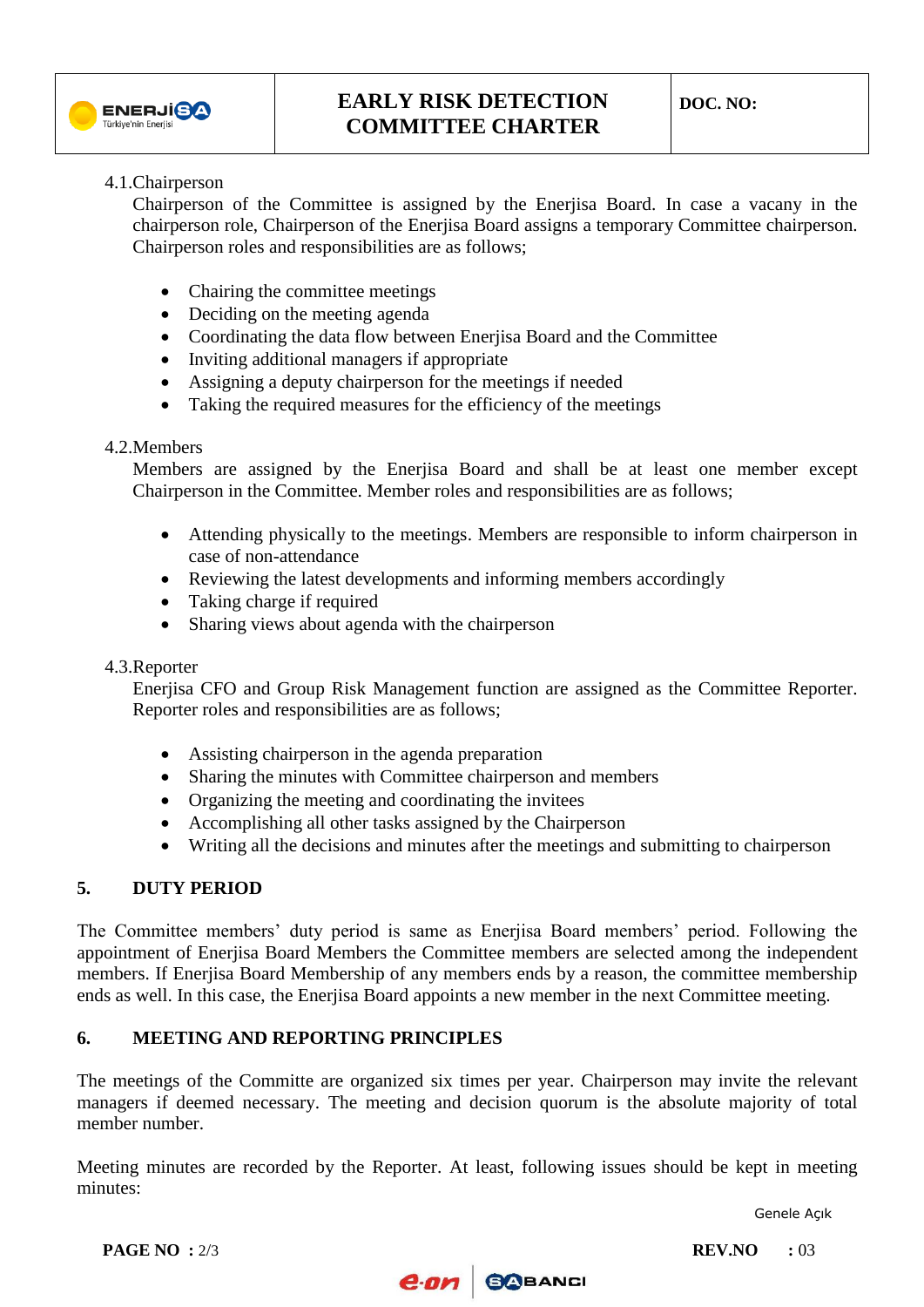### 4.1. Chairperson

Chairperson of the Committee is assigned by the Enerjisa Board. In case a vacany in the chairperson role, Chairperson of the Enerjisa Board assigns a temporary Committee chairperson. Chairperson roles and responsibilities are as follows;

- Chairing the committee meetings
- Deciding on the meeting agenda
- Coordinating the data flow between Enerjisa Board and the Committee
- Inviting additional managers if appropriate
- Assigning a deputy chairperson for the meetings if needed
- Taking the required measures for the efficiency of the meetings

### 4.2. Members

Members are assigned by the Enerjisa Board and shall be at least one member except Chairperson in the Committee. Member roles and responsibilities are as follows;

- Attending physically to the meetings. Members are responsible to inform chairperson in case of non-attendance
- Reviewing the latest developments and informing members accordingly
- Taking charge if required
- Sharing views about agenda with the chairperson

### 4.3. Reporter

Enerjisa CFO and Group Risk Management function are assigned as the Committee Reporter. Reporter roles and responsibilities are as follows;

- Assisting chairperson in the agenda preparation
- Sharing the minutes with Committee chairperson and members
- Organizing the meeting and coordinating the invitees
- Accomplishing all other tasks assigned by the Chairperson
- Writing all the decisions and minutes after the meetings and submitting to chairperson

## 5. DUTY PERIOD

The Committee members' duty period is same as Enerjisa Board members' period. Following the appointment of Enerjisa Board Members the Committee members are selected among the independent members. If Enerjisa Board Membership of any members ends by a reason, the committee membership ends as well. In this case, the Enerjisa Board appoints a new member in the next Committee meeting.

## 6. MEETING AND REPORTING PRINCIPLES

The meetings of the Committe are organized six times per year. Chairperson may invite the relevant managers if deemed necessary. The meeting and decision quorum is the absolute majority of total member number.

Meeting minutes are recorded by the Reporter. At least, following issues should be kept in meeting minutes: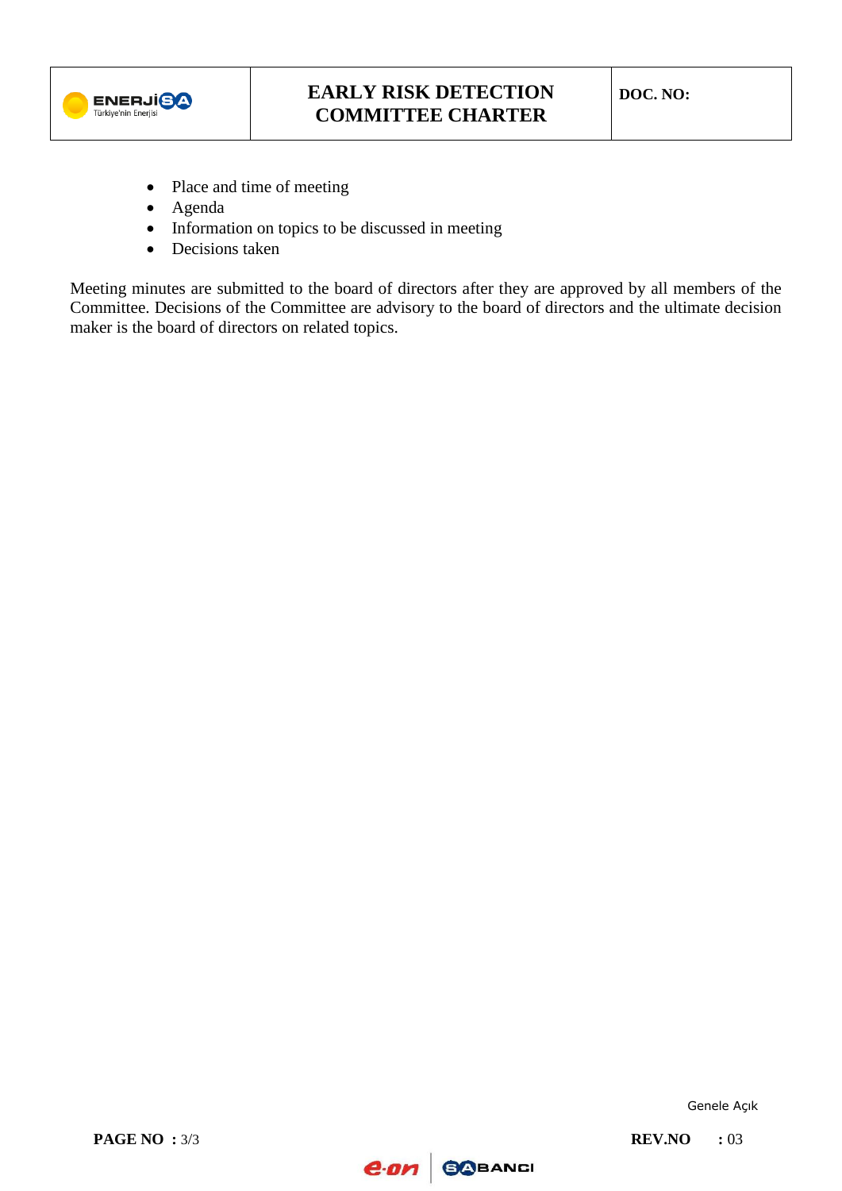- Place and time of meeting
- Agenda
- Information on topics to be discussed in meeting
- Decisions taken

Meeting minutes are submitted to the board of directors after they are approved by all members of the Committee. Decisions of the Committee are advisory to the board of directors and the ultimate decision maker is the board of directors on related topics.